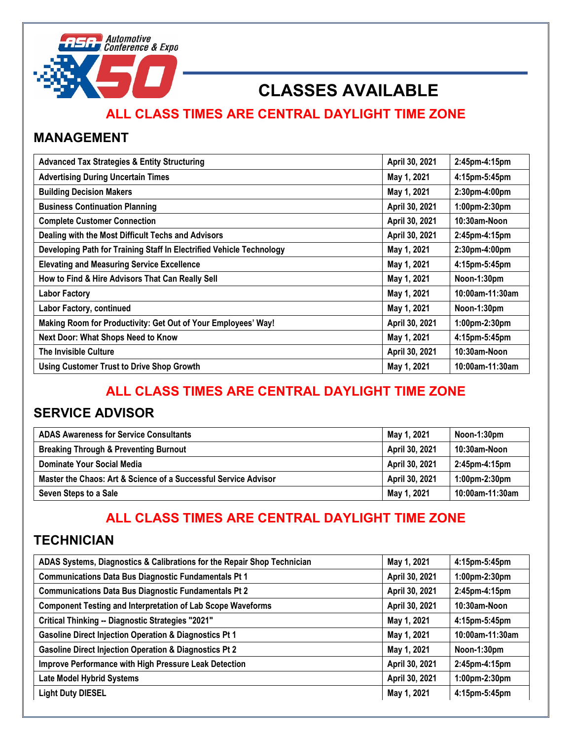ASA Automotive Conference & Expo X50

# CLASSES AVAILABLE

**ALL CLASS TIMES ARE CENTRAL DAYLIGHT TIME ZONE**

## MANAGEMENT

| | | |
|---|---|---|
| Advanced Tax Strategies & Entity Structuring | April 30, 2021 | 2:45pm-4:15pm |
| Advertising During Uncertain Times | May 1, 2021 | 4:15pm-5:45pm |
| Building Decision Makers | May 1, 2021 | 2:30pm-4:00pm |
| Business Continuation Planning | April 30, 2021 | 1:00pm-2:30pm |
| Complete Customer Connection | April 30, 2021 | 10:30am-Noon |
| Dealing with the Most Difficult Techs and Advisors | April 30, 2021 | 2:45pm-4:15pm |
| Developing Path for Training Staff In Electrified Vehicle Technology | May 1, 2021 | 2:30pm-4:00pm |
| Elevating and Measuring Service Excellence | May 1, 2021 | 4:15pm-5:45pm |
| How to Find & Hire Advisors That Can Really Sell | May 1, 2021 | Noon-1:30pm |
| Labor Factory | May 1, 2021 | 10:00am-11:30am |
| Labor Factory, continued | May 1, 2021 | Noon-1:30pm |
| Making Room for Productivity: Get Out of Your Employees' Way! | April 30, 2021 | 1:00pm-2:30pm |
| Next Door: What Shops Need to Know | May 1, 2021 | 4:15pm-5:45pm |
| The Invisible Culture | April 30, 2021 | 10:30am-Noon |
| Using Customer Trust to Drive Shop Growth | May 1, 2021 | 10:00am-11:30am |

**ALL CLASS TIMES ARE CENTRAL DAYLIGHT TIME ZONE**

## SERVICE ADVISOR

| | | |
|---|---|---|
| ADAS Awareness for Service Consultants | May 1, 2021 | Noon-1:30pm |
| Breaking Through & Preventing Burnout | April 30, 2021 | 10:30am-Noon |
| Dominate Your Social Media | April 30, 2021 | 2:45pm-4:15pm |
| Master the Chaos: Art & Science of a Successful Service Advisor | April 30, 2021 | 1:00pm-2:30pm |
| Seven Steps to a Sale | May 1, 2021 | 10:00am-11:30am |

**ALL CLASS TIMES ARE CENTRAL DAYLIGHT TIME ZONE**

## TECHNICIAN

| | | |
|---|---|---|
| ADAS Systems, Diagnostics & Calibrations for the Repair Shop Technician | May 1, 2021 | 4:15pm-5:45pm |
| Communications Data Bus Diagnostic Fundamentals Pt 1 | April 30, 2021 | 1:00pm-2:30pm |
| Communications Data Bus Diagnostic Fundamentals Pt 2 | April 30, 2021 | 2:45pm-4:15pm |
| Component Testing and Interpretation of Lab Scope Waveforms | April 30, 2021 | 10:30am-Noon |
| Critical Thinking -- Diagnostic Strategies "2021" | May 1, 2021 | 4:15pm-5:45pm |
| Gasoline Direct Injection Operation & Diagnostics Pt 1 | May 1, 2021 | 10:00am-11:30am |
| Gasoline Direct Injection Operation & Diagnostics Pt 2 | May 1, 2021 | Noon-1:30pm |
| Improve Performance with High Pressure Leak Detection | April 30, 2021 | 2:45pm-4:15pm |
| Late Model Hybrid Systems | April 30, 2021 | 1:00pm-2:30pm |
| Light Duty DIESEL | May 1, 2021 | 4:15pm-5:45pm |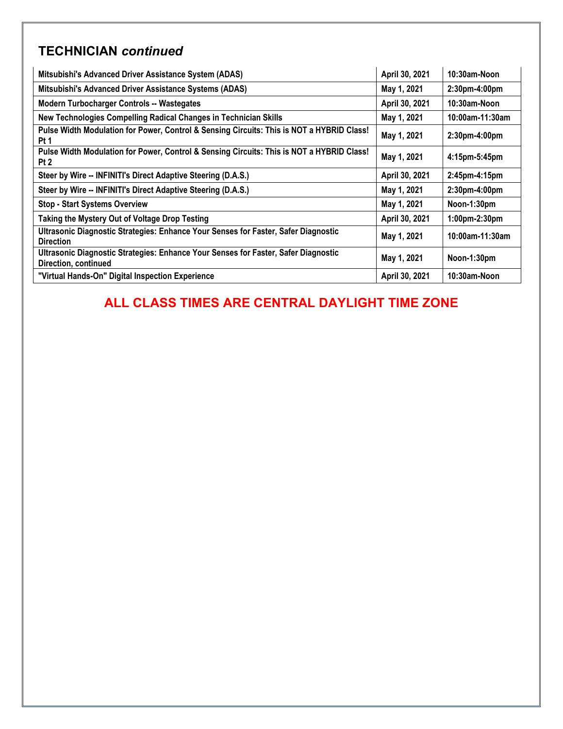## TECHNICIAN *continued*

| | | |
|---|---|---|
| **Mitsubishi's Advanced Driver Assistance System (ADAS)** | **April 30, 2021** | **10:30am-Noon** |
| **Mitsubishi's Advanced Driver Assistance Systems (ADAS)** | **May 1, 2021** | **2:30pm-4:00pm** |
| **Modern Turbocharger Controls -- Wastegates** | **April 30, 2021** | **10:30am-Noon** |
| **New Technologies Compelling Radical Changes in Technician Skills** | **May 1, 2021** | **10:00am-11:30am** |
| **Pulse Width Modulation for Power, Control & Sensing Circuits: This is NOT a HYBRID Class! Pt 1** | **May 1, 2021** | **2:30pm-4:00pm** |
| **Pulse Width Modulation for Power, Control & Sensing Circuits: This is NOT a HYBRID Class! Pt 2** | **May 1, 2021** | **4:15pm-5:45pm** |
| **Steer by Wire -- INFINITI's Direct Adaptive Steering (D.A.S.)** | **April 30, 2021** | **2:45pm-4:15pm** |
| **Steer by Wire -- INFINITI's Direct Adaptive Steering (D.A.S.)** | **May 1, 2021** | **2:30pm-4:00pm** |
| **Stop - Start Systems Overview** | **May 1, 2021** | **Noon-1:30pm** |
| **Taking the Mystery Out of Voltage Drop Testing** | **April 30, 2021** | **1:00pm-2:30pm** |
| **Ultrasonic Diagnostic Strategies: Enhance Your Senses for Faster, Safer Diagnostic Direction** | **May 1, 2021** | **10:00am-11:30am** |
| **Ultrasonic Diagnostic Strategies: Enhance Your Senses for Faster, Safer Diagnostic Direction, continued** | **May 1, 2021** | **Noon-1:30pm** |
| **"Virtual Hands-On" Digital Inspection Experience** | **April 30, 2021** | **10:30am-Noon** |

**ALL CLASS TIMES ARE CENTRAL DAYLIGHT TIME ZONE**